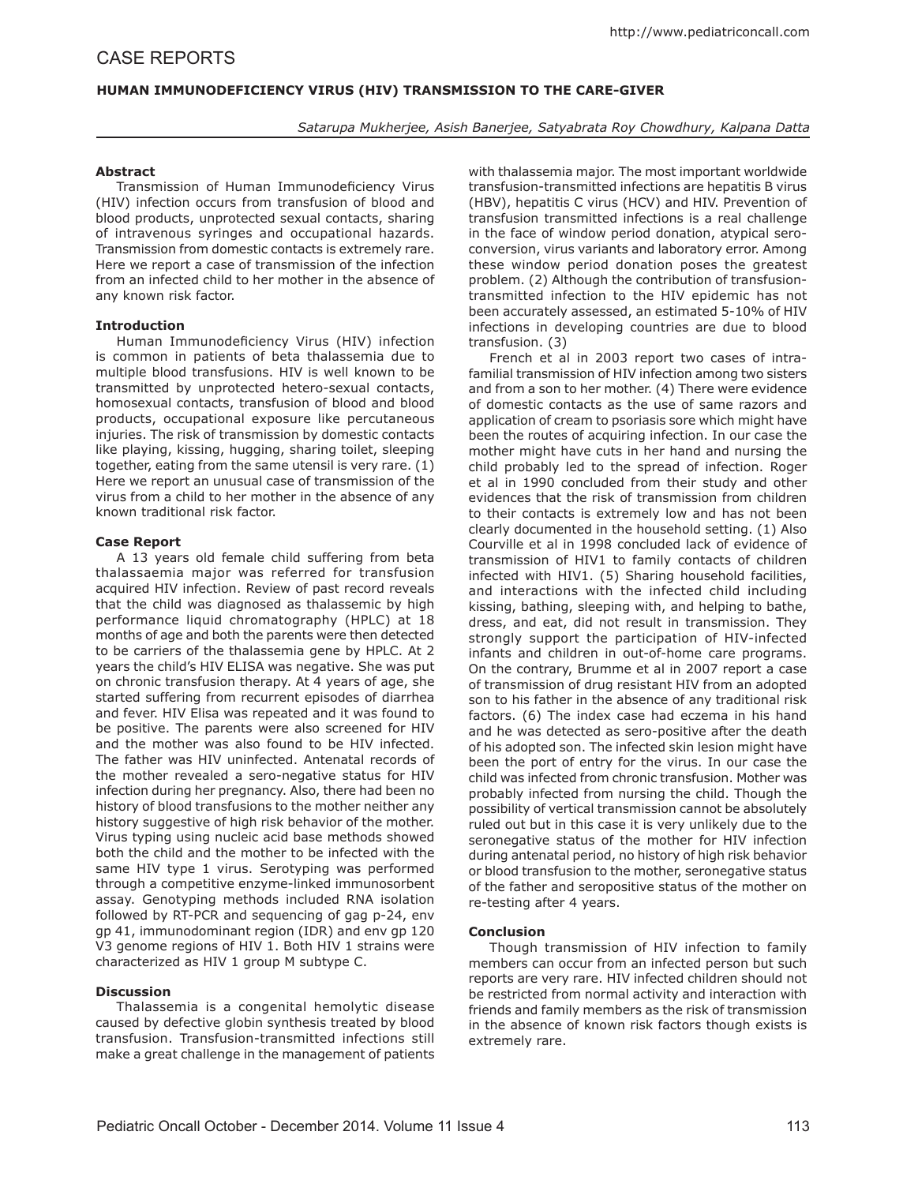# CASE REPORTS

## HUMAN IMMUNODEFICIENCY VIRUS (HIV) TRANSMISSION TO THE CARE-GIVER

*Satarupa Mukherjee, Asish Banerjee, Satyabrata Roy Chowdhury, Kalpana Datta*

### Abstract

Transmission of Human Immunodeficiency Virus (HIV) infection occurs from transfusion of blood and blood products, unprotected sexual contacts, sharing of intravenous syringes and occupational hazards. Transmission from domestic contacts is extremely rare. Here we report a case of transmission of the infection from an infected child to her mother in the absence of any known risk factor.

### Introduction

Human Immunodeficiency Virus (HIV) infection is common in patients of beta thalassemia due to multiple blood transfusions. HIV is well known to be transmitted by unprotected hetero-sexual contacts, homosexual contacts, transfusion of blood and blood products, occupational exposure like percutaneous injuries. The risk of transmission by domestic contacts like playing, kissing, hugging, sharing toilet, sleeping together, eating from the same utensil is very rare. (1) Here we report an unusual case of transmission of the virus from a child to her mother in the absence of any known traditional risk factor.

### Case Report

A 13 years old female child suffering from beta thalassaemia major was referred for transfusion acquired HIV infection. Review of past record reveals that the child was diagnosed as thalassemic by high performance liquid chromatography (HPLC) at 18 months of age and both the parents were then detected to be carriers of the thalassemia gene by HPLC. At 2 years the child's HIV ELISA was negative. She was put on chronic transfusion therapy. At 4 years of age, she started suffering from recurrent episodes of diarrhea and fever. HIV Elisa was repeated and it was found to be positive. The parents were also screened for HIV and the mother was also found to be HIV infected. The father was HIV uninfected. Antenatal records of the mother revealed a sero-negative status for HIV infection during her pregnancy. Also, there had been no history of blood transfusions to the mother neither any history suggestive of high risk behavior of the mother. Virus typing using nucleic acid base methods showed both the child and the mother to be infected with the same HIV type 1 virus. Serotyping was performed through a competitive enzyme-linked immunosorbent assay. Genotyping methods included RNA isolation followed by RT-PCR and sequencing of gag p-24, env gp 41, immunodominant region (IDR) and env gp 120 V3 genome regions of HIV 1. Both HIV 1 strains were characterized as HIV 1 group M subtype C.

### Discussion

Thalassemia is a congenital hemolytic disease caused by defective globin synthesis treated by blood transfusion. Transfusion-transmitted infections still make a great challenge in the management of patients with thalassemia major. The most important worldwide transfusion-transmitted infections are hepatitis B virus (HBV), hepatitis C virus (HCV) and HIV. Prevention of transfusion transmitted infections is a real challenge in the face of window period donation, atypical sero-conversion, virus variants and laboratory error. Among these window period donation poses the greatest problem. (2) Although the contribution of transfusion-transmitted infection to the HIV epidemic has not been accurately assessed, an estimated 5-10% of HIV infections in developing countries are due to blood transfusion. (3)

French et al in 2003 report two cases of intra-familial transmission of HIV infection among two sisters and from a son to her mother. (4) There were evidence of domestic contacts as the use of same razors and application of cream to psoriasis sore which might have been the routes of acquiring infection. In our case the mother might have cuts in her hand and nursing the child probably led to the spread of infection. Roger et al in 1990 concluded from their study and other evidences that the risk of transmission from children to their contacts is extremely low and has not been clearly documented in the household setting. (1) Also Courville et al in 1998 concluded lack of evidence of transmission of HIV1 to family contacts of children infected with HIV1. (5) Sharing household facilities, and interactions with the infected child including kissing, bathing, sleeping with, and helping to bathe, dress, and eat, did not result in transmission. They strongly support the participation of HIV-infected infants and children in out-of-home care programs. On the contrary, Brumme et al in 2007 report a case of transmission of drug resistant HIV from an adopted son to his father in the absence of any traditional risk factors. (6) The index case had eczema in his hand and he was detected as sero-positive after the death of his adopted son. The infected skin lesion might have been the port of entry for the virus. In our case the child was infected from chronic transfusion. Mother was probably infected from nursing the child. Though the possibility of vertical transmission cannot be absolutely ruled out but in this case it is very unlikely due to the seronegative status of the mother for HIV infection during antenatal period, no history of high risk behavior or blood transfusion to the mother, seronegative status of the father and seropositive status of the mother on re-testing after 4 years.

### Conclusion

Though transmission of HIV infection to family members can occur from an infected person but such reports are very rare. HIV infected children should not be restricted from normal activity and interaction with friends and family members as the risk of transmission in the absence of known risk factors though exists is extremely rare.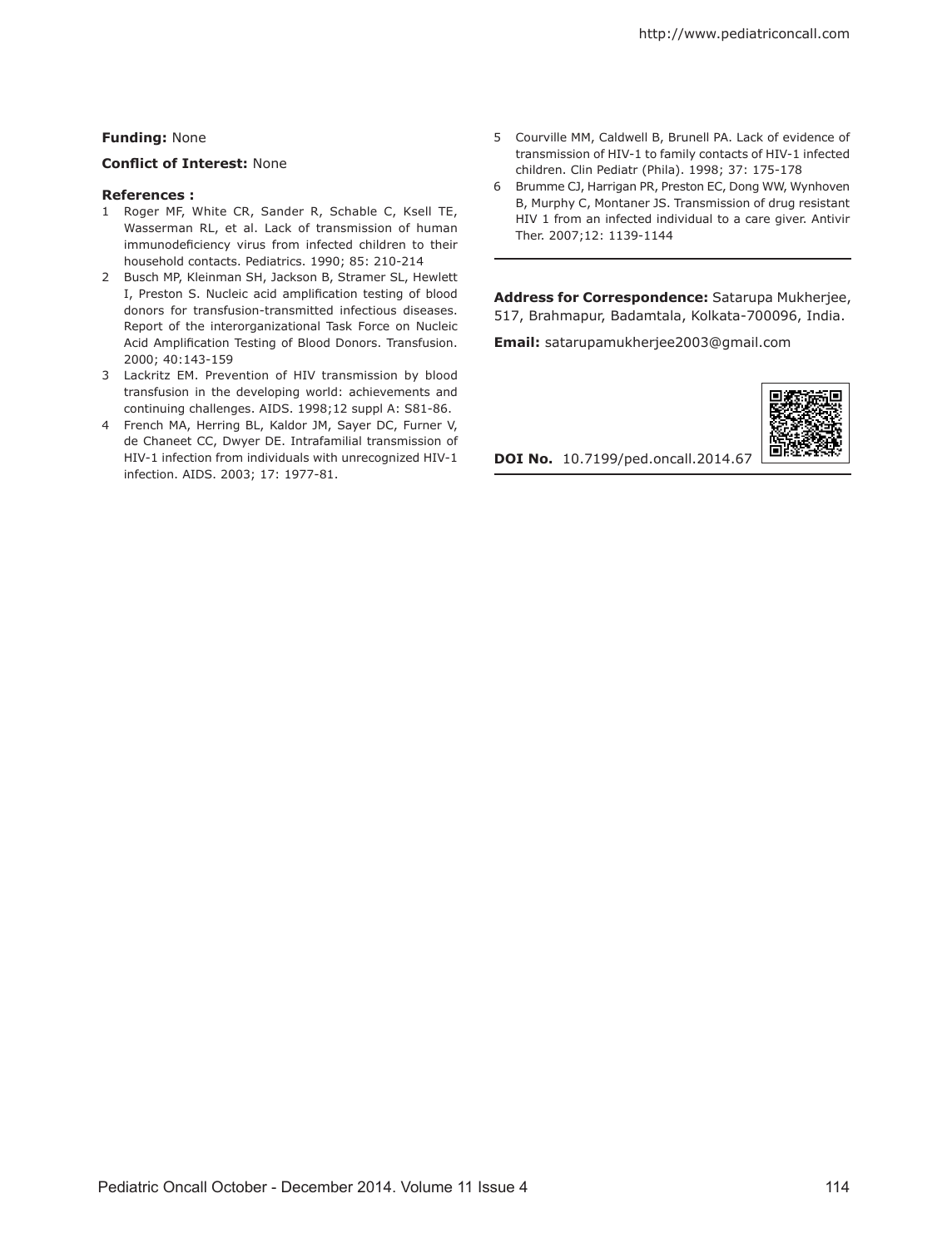**Funding:** None

**Conflict of Interest:** None

**References :**

1. Roger MF, White CR, Sander R, Schable C, Ksell TE, Wasserman RL, et al. Lack of transmission of human immunodeficiency virus from infected children to their household contacts. Pediatrics. 1990; 85: 210-214
2. Busch MP, Kleinman SH, Jackson B, Stramer SL, Hewlett I, Preston S. Nucleic acid amplification testing of blood donors for transfusion-transmitted infectious diseases. Report of the interorganizational Task Force on Nucleic Acid Amplification Testing of Blood Donors. Transfusion. 2000; 40:143-159
3. Lackritz EM. Prevention of HIV transmission by blood transfusion in the developing world: achievements and continuing challenges. AIDS. 1998;12 suppl A: S81-86.
4. French MA, Herring BL, Kaldor JM, Sayer DC, Furner V, de Chaneet CC, Dwyer DE. Intrafamilial transmission of HIV-1 infection from individuals with unrecognized HIV-1 infection. AIDS. 2003; 17: 1977-81.
5. Courville MM, Caldwell B, Brunell PA. Lack of evidence of transmission of HIV-1 to family contacts of HIV-1 infected children. Clin Pediatr (Phila). 1998; 37: 175-178
6. Brumme CJ, Harrigan PR, Preston EC, Dong WW, Wynhoven B, Murphy C, Montaner JS. Transmission of drug resistant HIV 1 from an infected individual to a care giver. Antivir Ther. 2007;12: 1139-1144

**Address for Correspondence:** Satarupa Mukherjee, 517, Brahmapur, Badamtala, Kolkata-700096, India.

**Email:** satarupamukherjee2003@gmail.com

**DOI No.** 10.7199/ped.oncall.2014.67